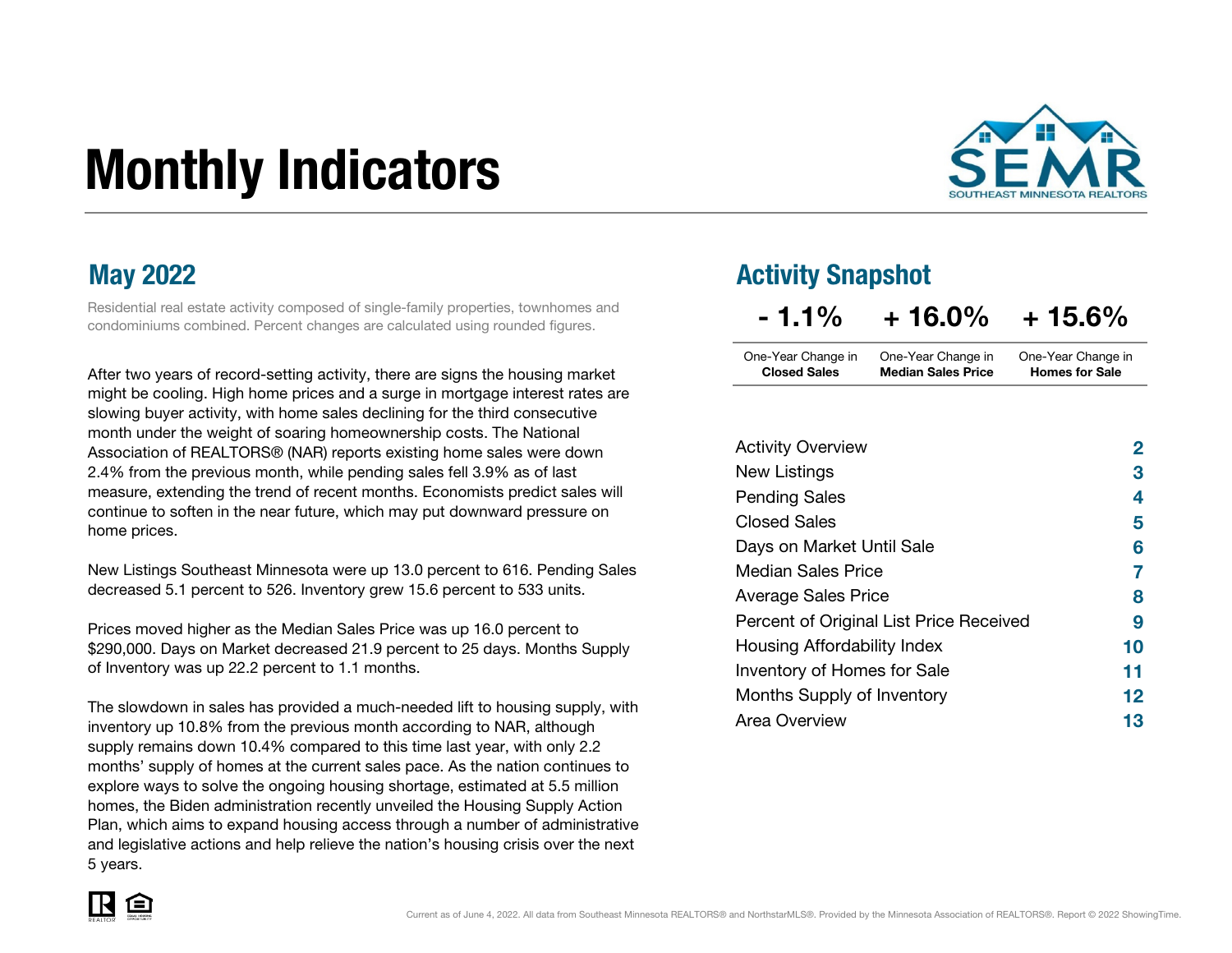# Monthly Indicators

SEMR
SOUTHEAST MINNESOTA REALTORS

## May 2022

Residential real estate activity composed of single-family properties, townhomes and condominiums combined. Percent changes are calculated using rounded figures.

After two years of record-setting activity, there are signs the housing market might be cooling. High home prices and a surge in mortgage interest rates are slowing buyer activity, with home sales declining for the third consecutive month under the weight of soaring homeownership costs. The National Association of REALTORS® (NAR) reports existing home sales were down 2.4% from the previous month, while pending sales fell 3.9% as of last measure, extending the trend of recent months. Economists predict sales will continue to soften in the near future, which may put downward pressure on home prices.

New Listings Southeast Minnesota were up 13.0 percent to 616. Pending Sales decreased 5.1 percent to 526. Inventory grew 15.6 percent to 533 units.

Prices moved higher as the Median Sales Price was up 16.0 percent to $290,000. Days on Market decreased 21.9 percent to 25 days. Months Supply of Inventory was up 22.2 percent to 1.1 months.

The slowdown in sales has provided a much-needed lift to housing supply, with inventory up 10.8% from the previous month according to NAR, although supply remains down 10.4% compared to this time last year, with only 2.2 months' supply of homes at the current sales pace. As the nation continues to explore ways to solve the ongoing housing shortage, estimated at 5.5 million homes, the Biden administration recently unveiled the Housing Supply Action Plan, which aims to expand housing access through a number of administrative and legislative actions and help relieve the nation's housing crisis over the next 5 years.

## Activity Snapshot

| - 1.1% | + 16.0% | + 15.6% |
|---|---|---|
| One-Year Change in **Closed Sales** | One-Year Change in **Median Sales Price** | One-Year Change in **Homes for Sale** |

| | |
|---|---|
| Activity Overview | 2 |
| New Listings | 3 |
| Pending Sales | 4 |
| Closed Sales | 5 |
| Days on Market Until Sale | 6 |
| Median Sales Price | 7 |
| Average Sales Price | 8 |
| Percent of Original List Price Received | 9 |
| Housing Affordability Index | 10 |
| Inventory of Homes for Sale | 11 |
| Months Supply of Inventory | 12 |
| Area Overview | 13 |

Current as of June 4, 2022. All data from Southeast Minnesota REALTORS® and NorthstarMLS®. Provided by the Minnesota Association of REALTORS®. Report © 2022 ShowingTime.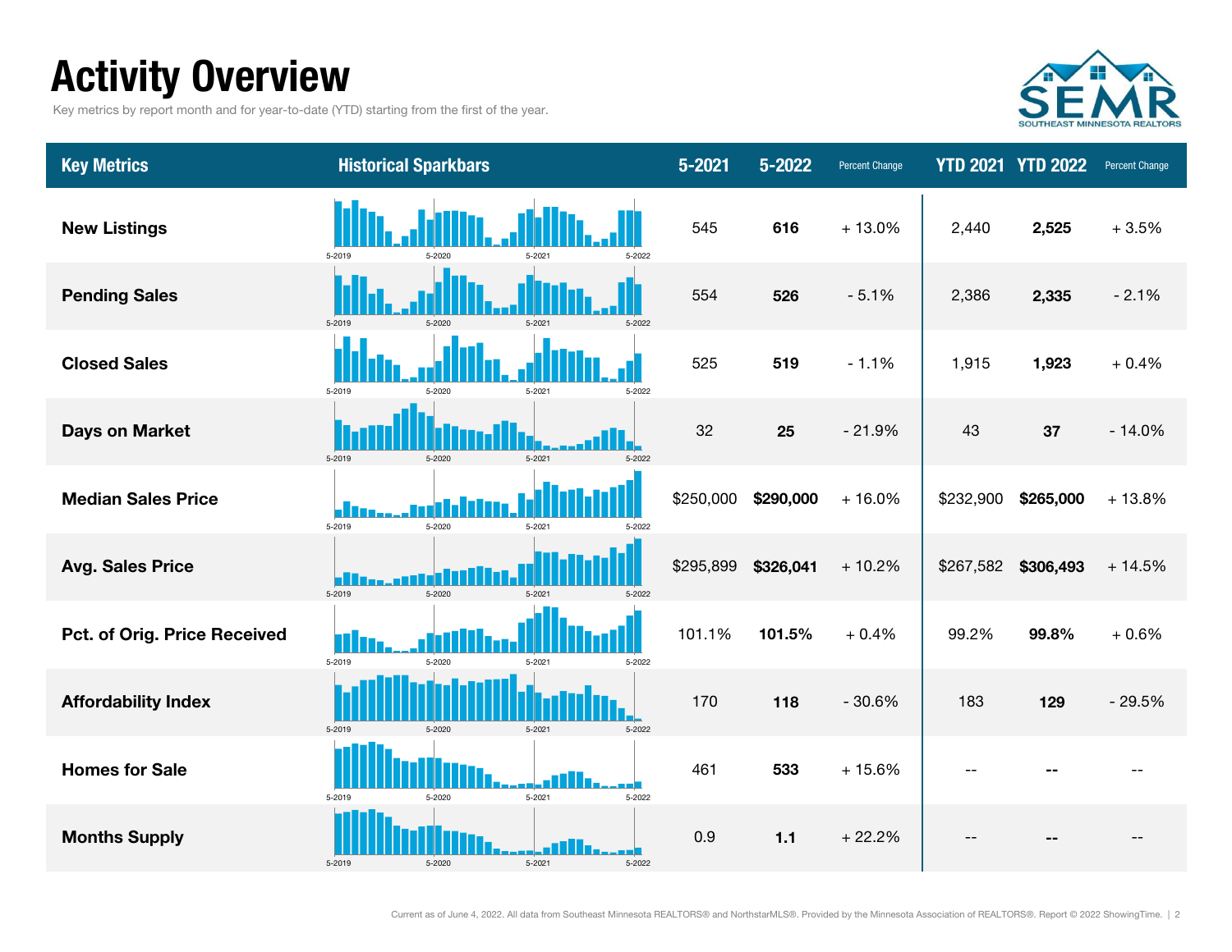# Activity Overview

Key metrics by report month and for year-to-date (YTD) starting from the first of the year.

| Key Metrics | Historical Sparkbars | 5-2021 | 5-2022 | Percent Change | YTD 2021 | YTD 2022 | Percent Change |
|---|---|---|---|---|---|---|---|
| New Listings | 5-2019 5-2020 5-2021 5-2022 | 545 | **616** | + 13.0% | 2,440 | **2,525** | + 3.5% |
| Pending Sales | 5-2019 5-2020 5-2021 5-2022 | 554 | **526** | - 5.1% | 2,386 | **2,335** | - 2.1% |
| Closed Sales | 5-2019 5-2020 5-2021 5-2022 | 525 | **519** | - 1.1% | 1,915 | **1,923** | + 0.4% |
| Days on Market | 5-2019 5-2020 5-2021 5-2022 | 32 | **25** | - 21.9% | 43 | **37** | - 14.0% |
| Median Sales Price | 5-2019 5-2020 5-2021 5-2022 | $250,000 | **$290,000** | + 16.0% | $232,900 | **$265,000** | + 13.8% |
| Avg. Sales Price | 5-2019 5-2020 5-2021 5-2022 | $295,899 | **$326,041** | + 10.2% | $267,582 | **$306,493** | + 14.5% |
| Pct. of Orig. Price Received | 5-2019 5-2020 5-2021 5-2022 | 101.1% | **101.5%** | + 0.4% | 99.2% | **99.8%** | + 0.6% |
| Affordability Index | 5-2019 5-2020 5-2021 5-2022 | 170 | **118** | - 30.6% | 183 | **129** | - 29.5% |
| Homes for Sale | 5-2019 5-2020 5-2021 5-2022 | 461 | **533** | + 15.6% | -- | **--** | -- |
| Months Supply | 5-2019 5-2020 5-2021 5-2022 | 0.9 | **1.1** | + 22.2% | -- | **--** | -- |

Current as of June 4, 2022. All data from Southeast Minnesota REALTORS® and NorthstarMLS®. Provided by the Minnesota Association of REALTORS®. Report © 2022 ShowingTime.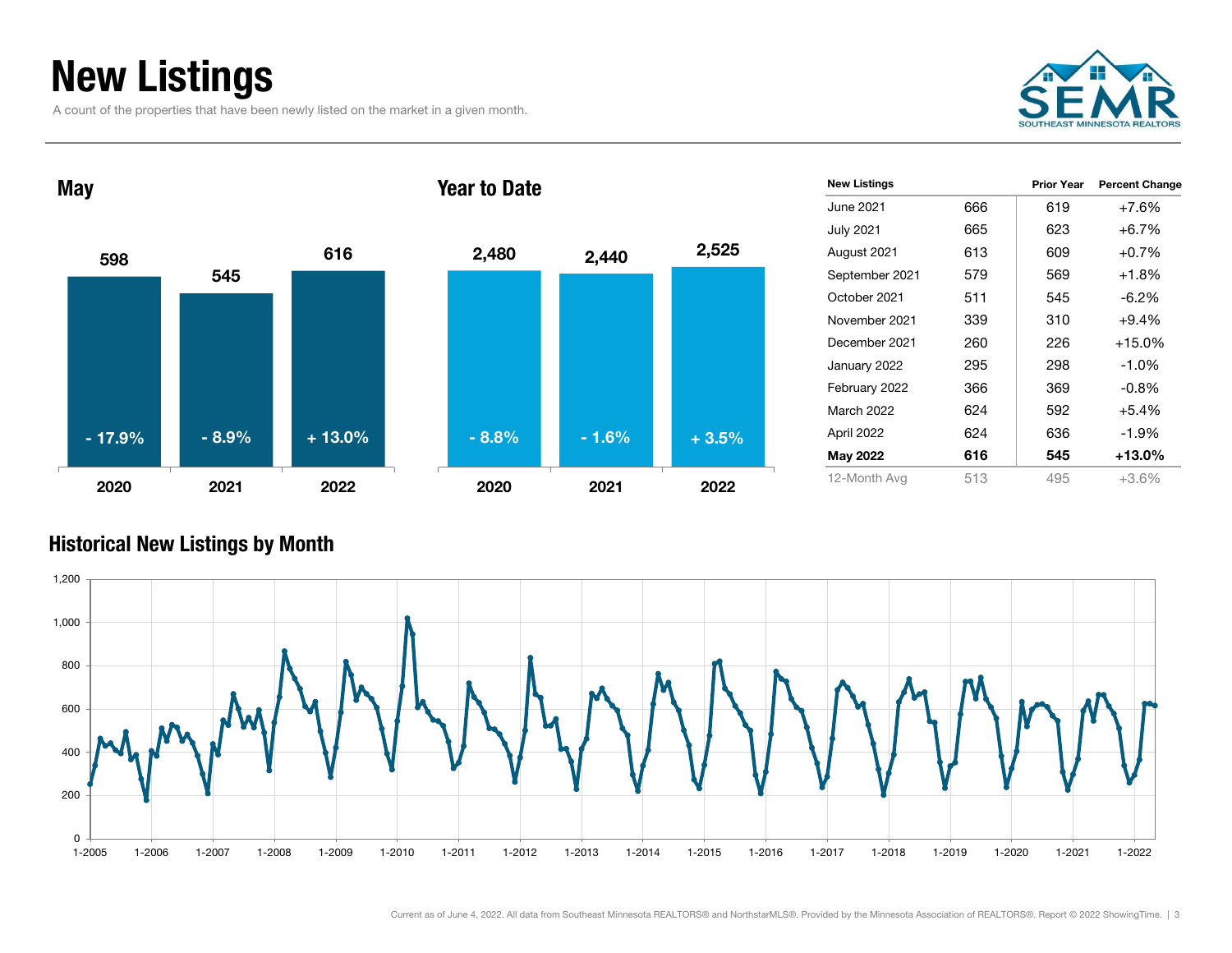# New Listings

A count of the properties that have been newly listed on the market in a given month.

SEMR
SOUTHEAST MINNESOTA REALTORS

## May

| | 2020 | 2021 | 2022 |
|---|---|---|---|
| New Listings | 598 | 545 | 616 |
| Change | - 17.9% | - 8.9% | + 13.0% |

## Year to Date

| | 2020 | 2021 | 2022 |
|---|---|---|---|
| New Listings | 2,480 | 2,440 | 2,525 |
| Change | - 8.8% | - 1.6% | + 3.5% |

| New Listings | | Prior Year | Percent Change |
|---|---|---|---|
| June 2021 | 666 | 619 | +7.6% |
| July 2021 | 665 | 623 | +6.7% |
| August 2021 | 613 | 609 | +0.7% |
| September 2021 | 579 | 569 | +1.8% |
| October 2021 | 511 | 545 | -6.2% |
| November 2021 | 339 | 310 | +9.4% |
| December 2021 | 260 | 226 | +15.0% |
| January 2022 | 295 | 298 | -1.0% |
| February 2022 | 366 | 369 | -0.8% |
| March 2022 | 624 | 592 | +5.4% |
| April 2022 | 624 | 636 | -1.9% |
| **May 2022** | **616** | **545** | **+13.0%** |
| 12-Month Avg | 513 | 495 | +3.6% |

## Historical New Listings by Month

Current as of June 4, 2022. All data from Southeast Minnesota REALTORS® and NorthstarMLS®. Provided by the Minnesota Association of REALTORS®. Report © 2022 ShowingTime.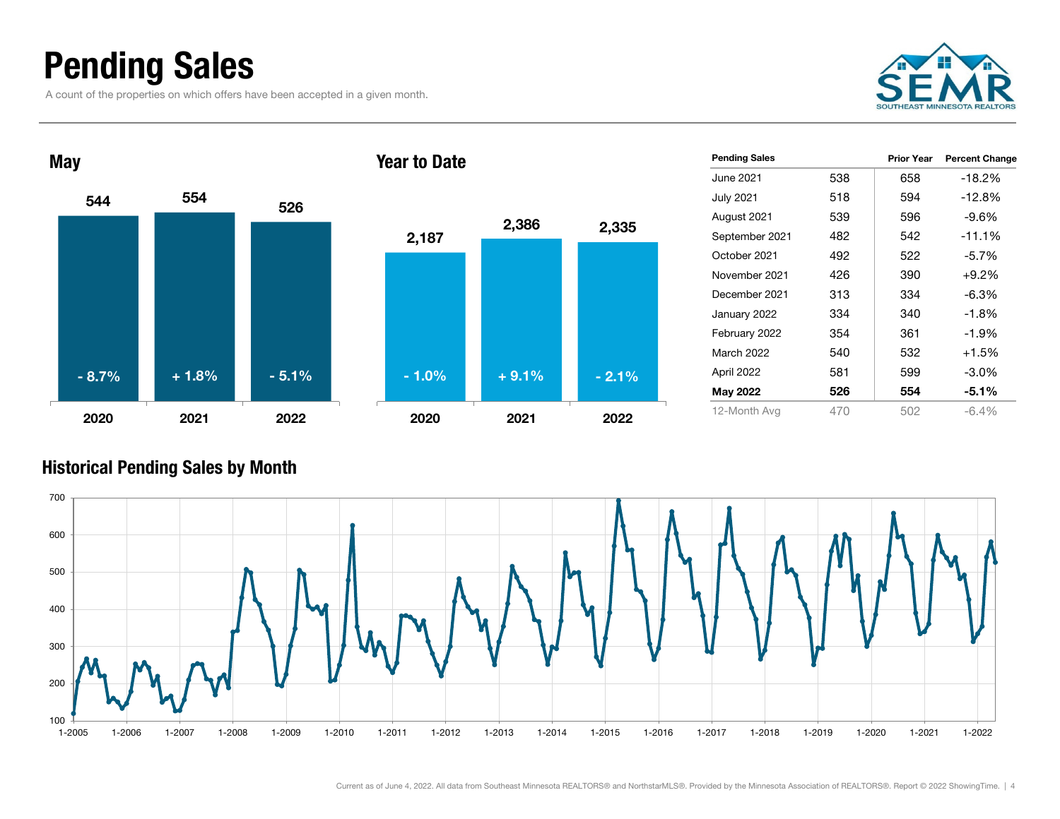# Pending Sales

A count of the properties on which offers have been accepted in a given month.

SEMR
SOUTHEAST MINNESOTA REALTORS

## May

| | 2020 | 2021 | 2022 |
|---|---|---|---|
| Pending Sales | 544 | 554 | 526 |
| Change | - 8.7% | + 1.8% | - 5.1% |

## Year to Date

| | 2020 | 2021 | 2022 |
|---|---|---|---|
| Pending Sales | 2,187 | 2,386 | 2,335 |
| Change | - 1.0% | + 9.1% | - 2.1% |

| Pending Sales | | Prior Year | Percent Change |
|---|---|---|---|
| June 2021 | 538 | 658 | -18.2% |
| July 2021 | 518 | 594 | -12.8% |
| August 2021 | 539 | 596 | -9.6% |
| September 2021 | 482 | 542 | -11.1% |
| October 2021 | 492 | 522 | -5.7% |
| November 2021 | 426 | 390 | +9.2% |
| December 2021 | 313 | 334 | -6.3% |
| January 2022 | 334 | 340 | -1.8% |
| February 2022 | 354 | 361 | -1.9% |
| March 2022 | 540 | 532 | +1.5% |
| April 2022 | 581 | 599 | -3.0% |
| **May 2022** | **526** | **554** | **-5.1%** |
| 12-Month Avg | 470 | 502 | -6.4% |

## Historical Pending Sales by Month

Current as of June 4, 2022. All data from Southeast Minnesota REALTORS® and NorthstarMLS®. Provided by the Minnesota Association of REALTORS®. Report © 2022 ShowingTime.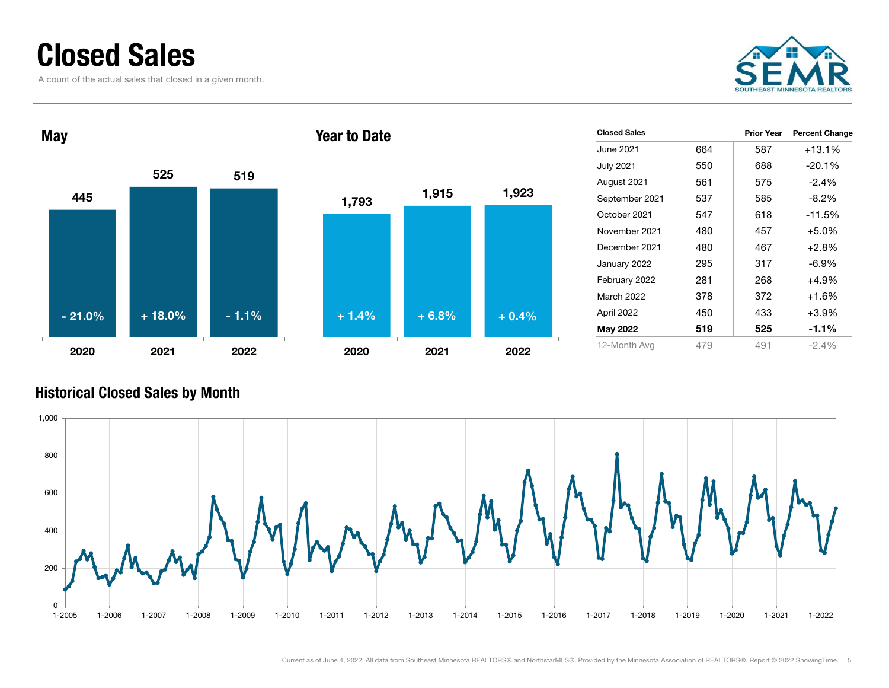# Closed Sales

A count of the actual sales that closed in a given month.

SEMR
SOUTHEAST MINNESOTA REALTORS

## May

| Year | Closed Sales | Percent Change |
|---|---|---|
| 2020 | 445 | - 21.0% |
| 2021 | 525 | + 18.0% |
| 2022 | 519 | - 1.1% |

## Year to Date

| Year | Closed Sales | Percent Change |
|---|---|---|
| 2020 | 1,793 | + 1.4% |
| 2021 | 1,915 | + 6.8% |
| 2022 | 1,923 | + 0.4% |

| Closed Sales | | Prior Year | Percent Change |
|---|---|---|---|
| June 2021 | 664 | 587 | +13.1% |
| July 2021 | 550 | 688 | -20.1% |
| August 2021 | 561 | 575 | -2.4% |
| September 2021 | 537 | 585 | -8.2% |
| October 2021 | 547 | 618 | -11.5% |
| November 2021 | 480 | 457 | +5.0% |
| December 2021 | 480 | 467 | +2.8% |
| January 2022 | 295 | 317 | -6.9% |
| February 2022 | 281 | 268 | +4.9% |
| March 2022 | 378 | 372 | +1.6% |
| April 2022 | 450 | 433 | +3.9% |
| **May 2022** | **519** | **525** | **-1.1%** |
| 12-Month Avg | 479 | 491 | -2.4% |

## Historical Closed Sales by Month

Current as of June 4, 2022. All data from Southeast Minnesota REALTORS® and NorthstarMLS®. Provided by the Minnesota Association of REALTORS®. Report © 2022 ShowingTime.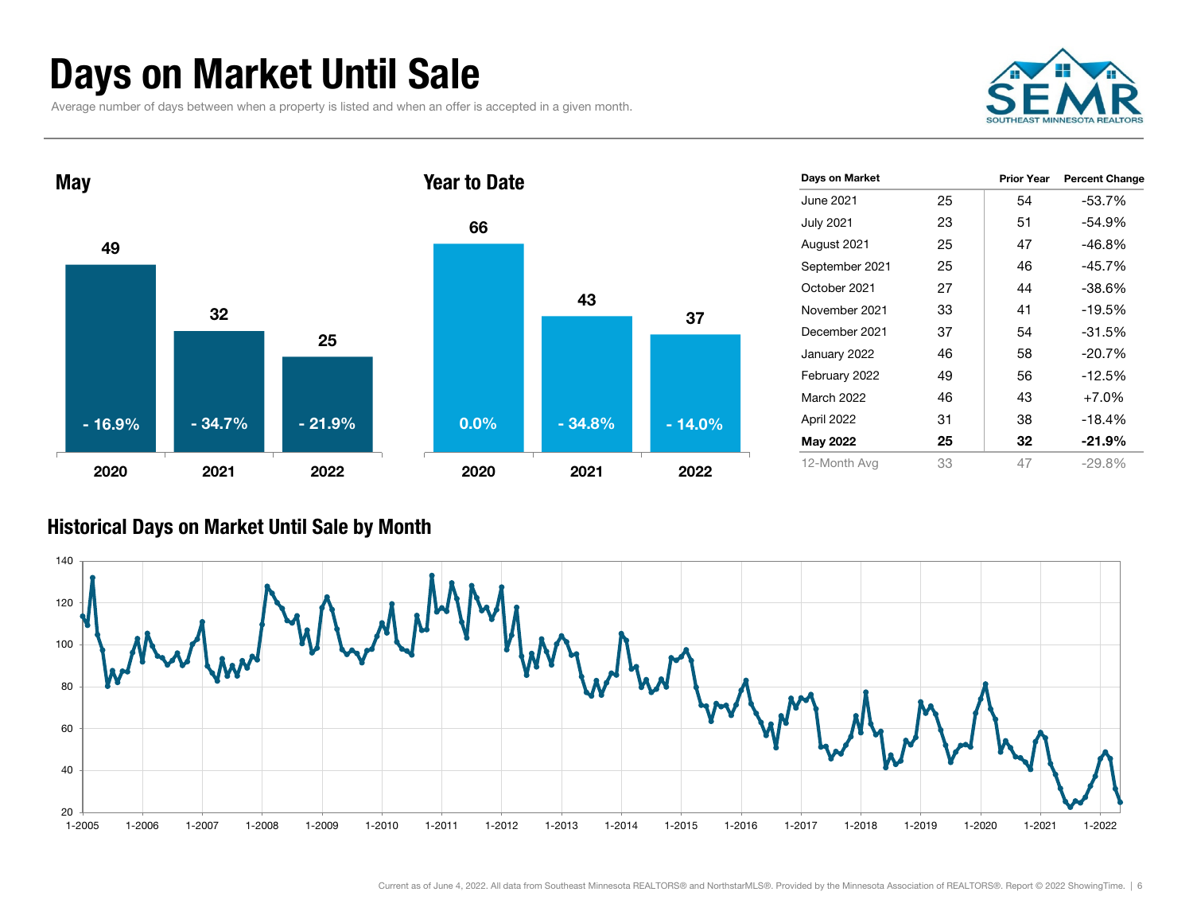# Days on Market Until Sale

Average number of days between when a property is listed and when an offer is accepted in a given month.

## May

| Year | Days | Change |
| --- | --- | --- |
| 2020 | 49 | - 16.9% |
| 2021 | 32 | - 34.7% |
| 2022 | 25 | - 21.9% |

## Year to Date

| Year | Days | Change |
| --- | --- | --- |
| 2020 | 66 | 0.0% |
| 2021 | 43 | - 34.8% |
| 2022 | 37 | - 14.0% |

| Days on Market | | Prior Year | Percent Change |
| --- | --- | --- | --- |
| June 2021 | 25 | 54 | -53.7% |
| July 2021 | 23 | 51 | -54.9% |
| August 2021 | 25 | 47 | -46.8% |
| September 2021 | 25 | 46 | -45.7% |
| October 2021 | 27 | 44 | -38.6% |
| November 2021 | 33 | 41 | -19.5% |
| December 2021 | 37 | 54 | -31.5% |
| January 2022 | 46 | 58 | -20.7% |
| February 2022 | 49 | 56 | -12.5% |
| March 2022 | 46 | 43 | +7.0% |
| April 2022 | 31 | 38 | -18.4% |
| **May 2022** | **25** | **32** | **-21.9%** |
| 12-Month Avg | 33 | 47 | -29.8% |

## Historical Days on Market Until Sale by Month

Current as of June 4, 2022. All data from Southeast Minnesota REALTORS® and NorthstarMLS®. Provided by the Minnesota Association of REALTORS®. Report © 2022 ShowingTime.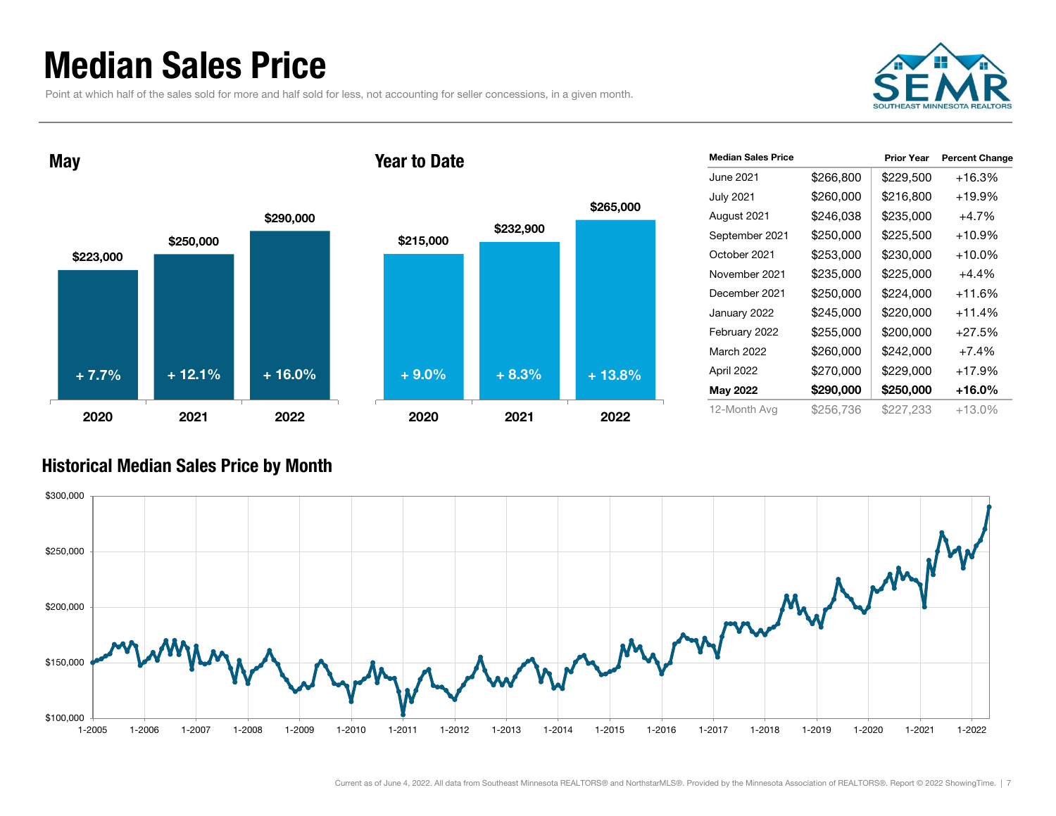# Median Sales Price

Point at which half of the sales sold for more and half sold for less, not accounting for seller concessions, in a given month.

## May

| Year | Median Sales Price | Change |
|---|---|---|
| 2020 | $223,000 | + 7.7% |
| 2021 | $250,000 | + 12.1% |
| 2022 | $290,000 | + 16.0% |

## Year to Date

| Year | Median Sales Price | Change |
|---|---|---|
| 2020 | $215,000 | + 9.0% |
| 2021 | $232,900 | + 8.3% |
| 2022 | $265,000 | + 13.8% |

| Median Sales Price | | Prior Year | Percent Change |
|---|---|---|---|
| June 2021 | $266,800 | $229,500 | +16.3% |
| July 2021 | $260,000 | $216,800 | +19.9% |
| August 2021 | $246,038 | $235,000 | +4.7% |
| September 2021 | $250,000 | $225,500 | +10.9% |
| October 2021 | $253,000 | $230,000 | +10.0% |
| November 2021 | $235,000 | $225,000 | +4.4% |
| December 2021 | $250,000 | $224,000 | +11.6% |
| January 2022 | $245,000 | $220,000 | +11.4% |
| February 2022 | $255,000 | $200,000 | +27.5% |
| March 2022 | $260,000 | $242,000 | +7.4% |
| April 2022 | $270,000 | $229,000 | +17.9% |
| **May 2022** | **$290,000** | **$250,000** | **+16.0%** |
| 12-Month Avg | $256,736 | $227,233 | +13.0% |

## Historical Median Sales Price by Month

Current as of June 4, 2022. All data from Southeast Minnesota REALTORS® and NorthstarMLS®. Provided by the Minnesota Association of REALTORS®. Report © 2022 ShowingTime.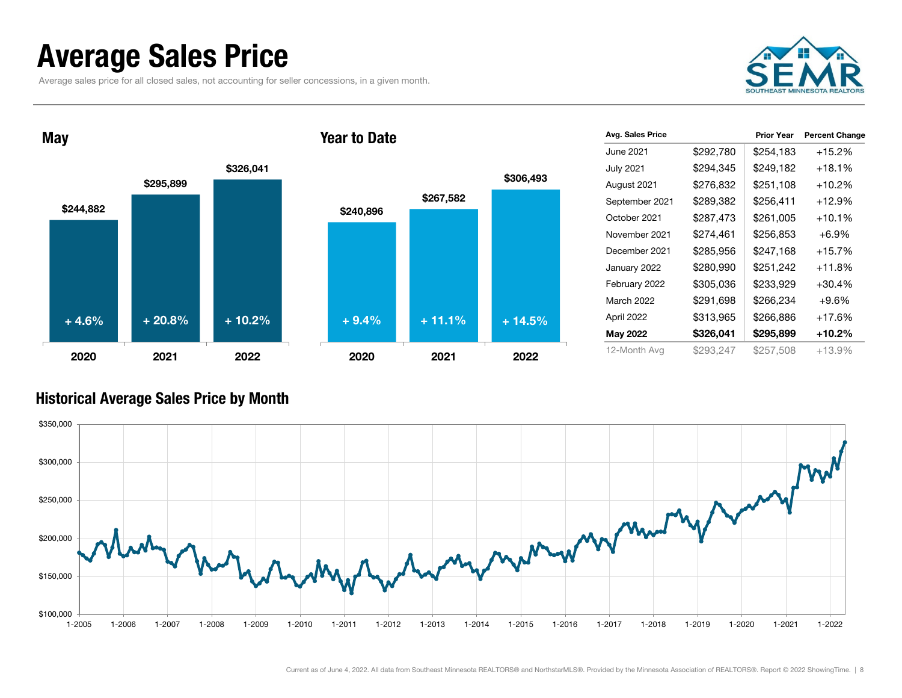# Average Sales Price

Average sales price for all closed sales, not accounting for seller concessions, in a given month.

## May

| Year | Avg. Sales Price | Change |
| --- | --- | --- |
| 2020 | $244,882 | + 4.6% |
| 2021 | $295,899 | + 20.8% |
| 2022 | $326,041 | + 10.2% |

## Year to Date

| Year | Avg. Sales Price | Change |
| --- | --- | --- |
| 2020 | $240,896 | + 9.4% |
| 2021 | $267,582 | + 11.1% |
| 2022 | $306,493 | + 14.5% |

| Avg. Sales Price | | Prior Year | Percent Change |
| --- | --- | --- | --- |
| June 2021 | $292,780 | $254,183 | +15.2% |
| July 2021 | $294,345 | $249,182 | +18.1% |
| August 2021 | $276,832 | $251,108 | +10.2% |
| September 2021 | $289,382 | $256,411 | +12.9% |
| October 2021 | $287,473 | $261,005 | +10.1% |
| November 2021 | $274,461 | $256,853 | +6.9% |
| December 2021 | $285,956 | $247,168 | +15.7% |
| January 2022 | $280,990 | $251,242 | +11.8% |
| February 2022 | $305,036 | $233,929 | +30.4% |
| March 2022 | $291,698 | $266,234 | +9.6% |
| April 2022 | $313,965 | $266,886 | +17.6% |
| **May 2022** | **$326,041** | **$295,899** | **+10.2%** |
| 12-Month Avg | $293,247 | $257,508 | +13.9% |

## Historical Average Sales Price by Month

Current as of June 4, 2022. All data from Southeast Minnesota REALTORS® and NorthstarMLS®. Provided by the Minnesota Association of REALTORS®. Report © 2022 ShowingTime.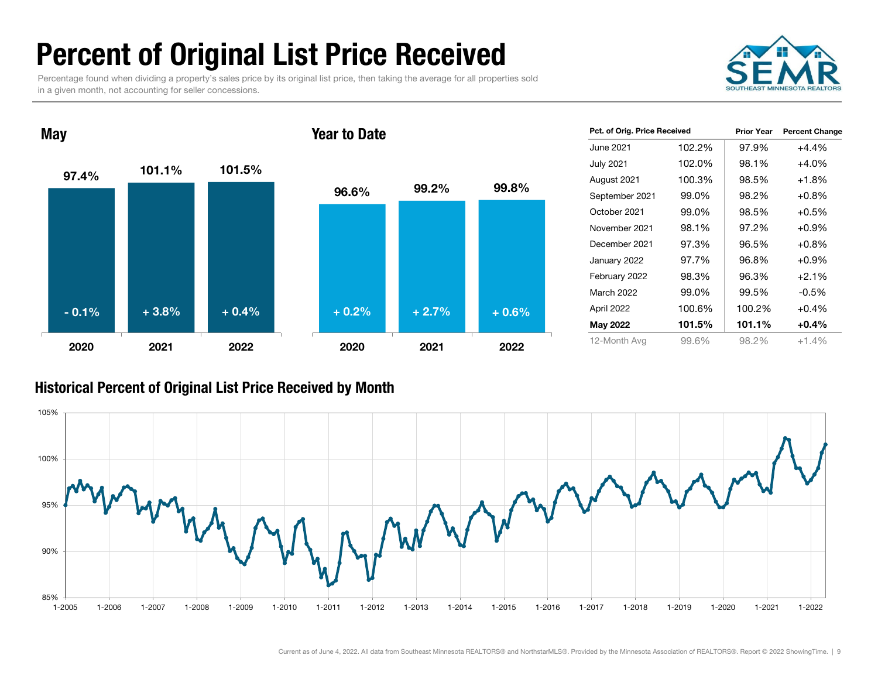# Percent of Original List Price Received

Percentage found when dividing a property's sales price by its original list price, then taking the average for all properties sold in a given month, not accounting for seller concessions.

SEMR
SOUTHEAST MINNESOTA REALTORS

## May

| | 2020 | 2021 | 2022 |
|---|---|---|---|
| Value | 97.4% | 101.1% | 101.5% |
| Change | - 0.1% | + 3.8% | + 0.4% |

## Year to Date

| | 2020 | 2021 | 2022 |
|---|---|---|---|
| Value | 96.6% | 99.2% | 99.8% |
| Change | + 0.2% | + 2.7% | + 0.6% |

| Pct. of Orig. Price Received | | Prior Year | Percent Change |
|---|---|---|---|
| June 2021 | 102.2% | 97.9% | +4.4% |
| July 2021 | 102.0% | 98.1% | +4.0% |
| August 2021 | 100.3% | 98.5% | +1.8% |
| September 2021 | 99.0% | 98.2% | +0.8% |
| October 2021 | 99.0% | 98.5% | +0.5% |
| November 2021 | 98.1% | 97.2% | +0.9% |
| December 2021 | 97.3% | 96.5% | +0.8% |
| January 2022 | 97.7% | 96.8% | +0.9% |
| February 2022 | 98.3% | 96.3% | +2.1% |
| March 2022 | 99.0% | 99.5% | -0.5% |
| April 2022 | 100.6% | 100.2% | +0.4% |
| **May 2022** | **101.5%** | **101.1%** | **+0.4%** |
| 12-Month Avg | 99.6% | 98.2% | +1.4% |

## Historical Percent of Original List Price Received by Month

Current as of June 4, 2022. All data from Southeast Minnesota REALTORS® and NorthstarMLS®. Provided by the Minnesota Association of REALTORS®. Report © 2022 ShowingTime.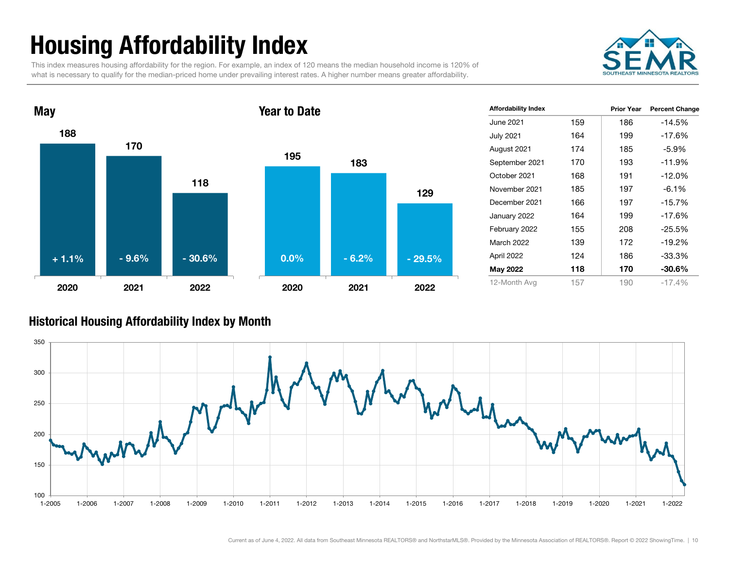# Housing Affordability Index

This index measures housing affordability for the region. For example, an index of 120 means the median household income is 120% of what is necessary to qualify for the median-priced home under prevailing interest rates. A higher number means greater affordability.

## May

| Year | Index | Percent Change |
|---|---|---|
| 2020 | 188 | + 1.1% |
| 2021 | 170 | - 9.6% |
| 2022 | 118 | - 30.6% |

## Year to Date

| Year | Index | Percent Change |
|---|---|---|
| 2020 | 195 | 0.0% |
| 2021 | 183 | - 6.2% |
| 2022 | 129 | - 29.5% |

| Affordability Index | | Prior Year | Percent Change |
|---|---|---|---|
| June 2021 | 159 | 186 | -14.5% |
| July 2021 | 164 | 199 | -17.6% |
| August 2021 | 174 | 185 | -5.9% |
| September 2021 | 170 | 193 | -11.9% |
| October 2021 | 168 | 191 | -12.0% |
| November 2021 | 185 | 197 | -6.1% |
| December 2021 | 166 | 197 | -15.7% |
| January 2022 | 164 | 199 | -17.6% |
| February 2022 | 155 | 208 | -25.5% |
| March 2022 | 139 | 172 | -19.2% |
| April 2022 | 124 | 186 | -33.3% |
| **May 2022** | **118** | **170** | **-30.6%** |
| 12-Month Avg | 157 | 190 | -17.4% |

## Historical Housing Affordability Index by Month

Current as of June 4, 2022. All data from Southeast Minnesota REALTORS® and NorthstarMLS®. Provided by the Minnesota Association of REALTORS®. Report © 2022 ShowingTime.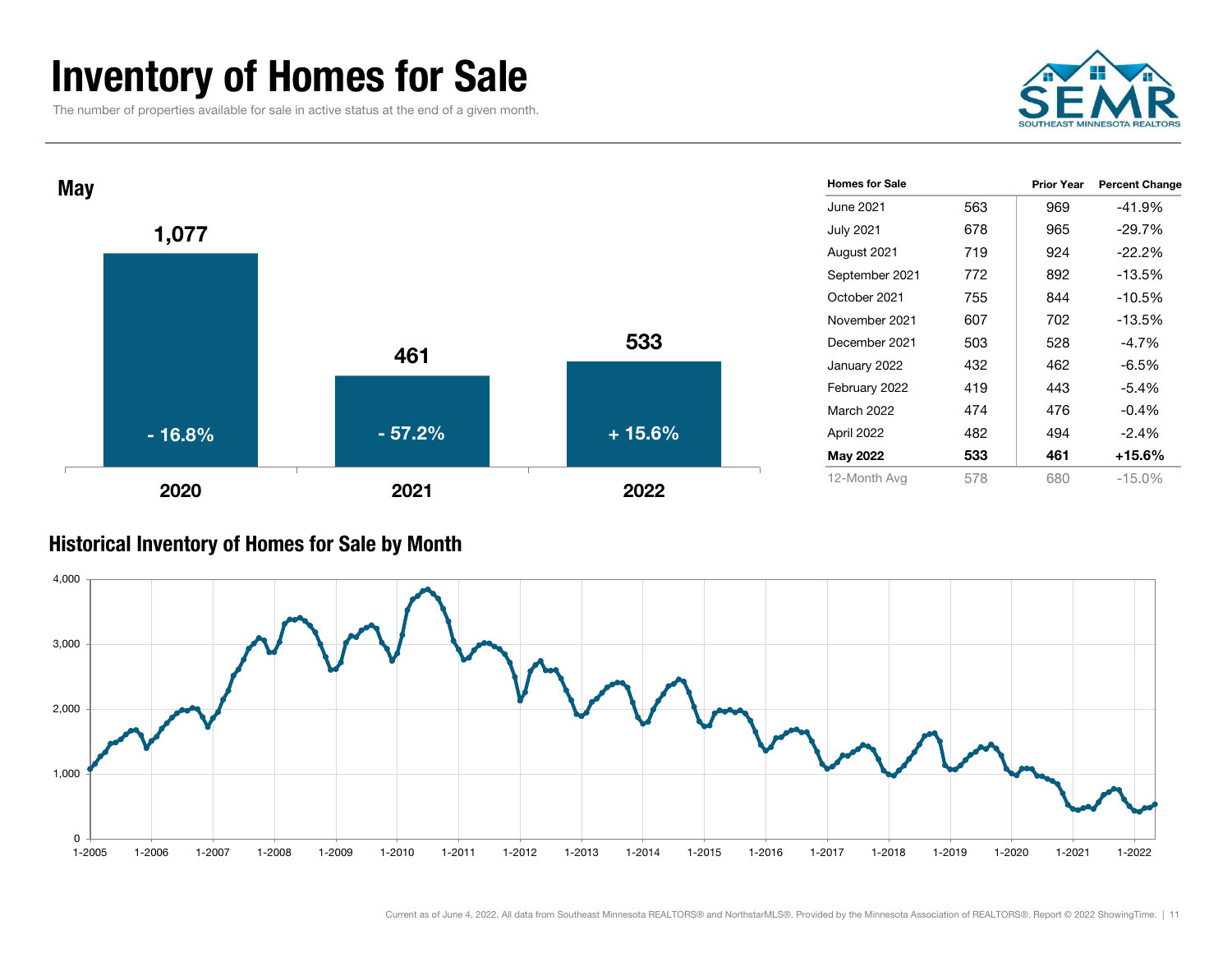# Inventory of Homes for Sale

The number of properties available for sale in active status at the end of a given month.

## May

| Year | Homes for Sale | Percent Change |
|---|---|---|
| 2020 | 1,077 | - 16.8% |
| 2021 | 461 | - 57.2% |
| 2022 | 533 | + 15.6% |

| Homes for Sale | | Prior Year | Percent Change |
|---|---|---|---|
| June 2021 | 563 | 969 | -41.9% |
| July 2021 | 678 | 965 | -29.7% |
| August 2021 | 719 | 924 | -22.2% |
| September 2021 | 772 | 892 | -13.5% |
| October 2021 | 755 | 844 | -10.5% |
| November 2021 | 607 | 702 | -13.5% |
| December 2021 | 503 | 528 | -4.7% |
| January 2022 | 432 | 462 | -6.5% |
| February 2022 | 419 | 443 | -5.4% |
| March 2022 | 474 | 476 | -0.4% |
| April 2022 | 482 | 494 | -2.4% |
| **May 2022** | **533** | **461** | **+15.6%** |
| 12-Month Avg | 578 | 680 | -15.0% |

## Historical Inventory of Homes for Sale by Month

Current as of June 4, 2022. All data from Southeast Minnesota REALTORS® and NorthstarMLS®. Provided by the Minnesota Association of REALTORS®. Report © 2022 ShowingTime.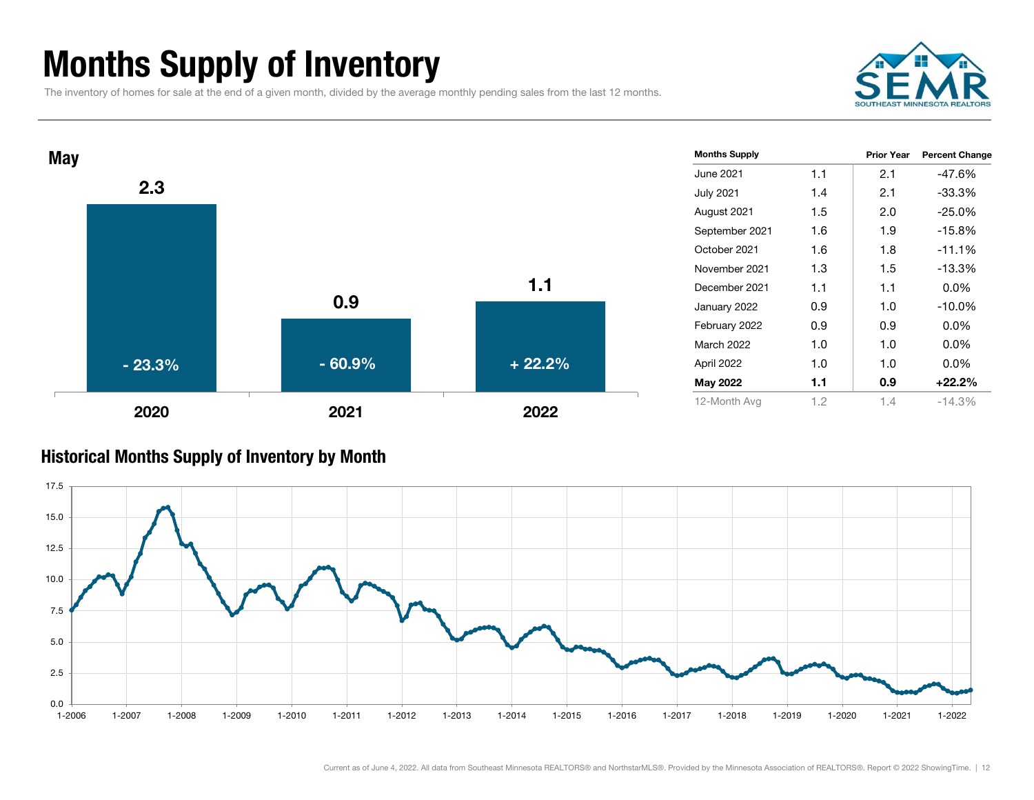# Months Supply of Inventory

The inventory of homes for sale at the end of a given month, divided by the average monthly pending sales from the last 12 months.

## May

| Year | Months Supply | Change |
| --- | --- | --- |
| 2020 | 2.3 | - 23.3% |
| 2021 | 0.9 | - 60.9% |
| 2022 | 1.1 | + 22.2% |

| Months Supply | | Prior Year | Percent Change |
| --- | --- | --- | --- |
| June 2021 | 1.1 | 2.1 | -47.6% |
| July 2021 | 1.4 | 2.1 | -33.3% |
| August 2021 | 1.5 | 2.0 | -25.0% |
| September 2021 | 1.6 | 1.9 | -15.8% |
| October 2021 | 1.6 | 1.8 | -11.1% |
| November 2021 | 1.3 | 1.5 | -13.3% |
| December 2021 | 1.1 | 1.1 | 0.0% |
| January 2022 | 0.9 | 1.0 | -10.0% |
| February 2022 | 0.9 | 0.9 | 0.0% |
| March 2022 | 1.0 | 1.0 | 0.0% |
| April 2022 | 1.0 | 1.0 | 0.0% |
| **May 2022** | **1.1** | **0.9** | **+22.2%** |
| 12-Month Avg | 1.2 | 1.4 | -14.3% |

## Historical Months Supply of Inventory by Month

Current as of June 4, 2022. All data from Southeast Minnesota REALTORS® and NorthstarMLS®. Provided by the Minnesota Association of REALTORS®. Report © 2022 ShowingTime.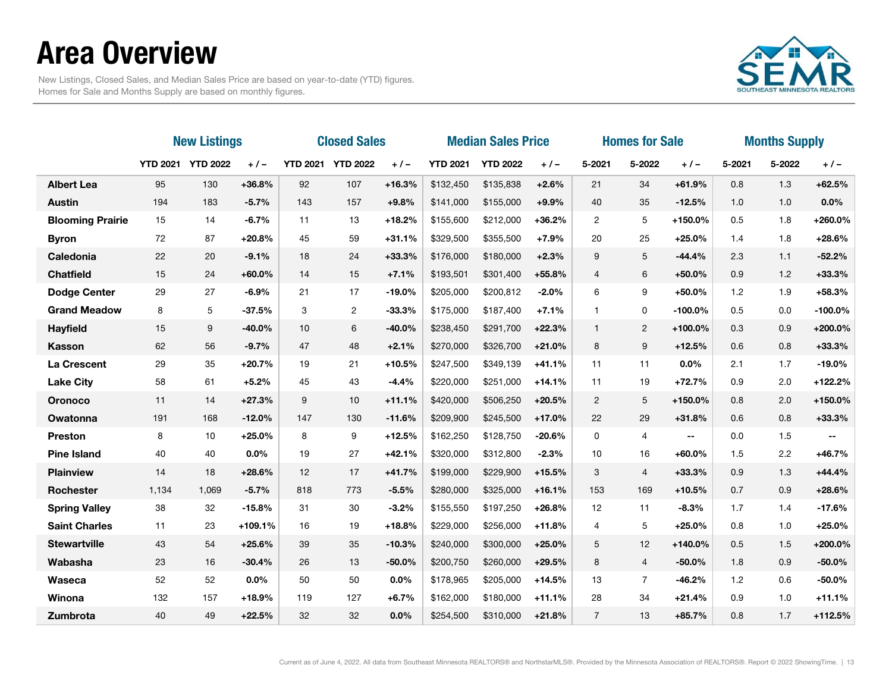# Area Overview

New Listings, Closed Sales, and Median Sales Price are based on year-to-date (YTD) figures.
Homes for Sale and Months Supply are based on monthly figures.

| | New Listings | | | Closed Sales | | | Median Sales Price | | | Homes for Sale | | | Months Supply | | |
|---|---|---|---|---|---|---|---|---|---|---|---|---|---|---|---|
| | YTD 2021 | YTD 2022 | + / – | YTD 2021 | YTD 2022 | + / – | YTD 2021 | YTD 2022 | + / – | 5-2021 | 5-2022 | + / – | 5-2021 | 5-2022 | + / – |
| **Albert Lea** | 95 | 130 | +36.8% | 92 | 107 | +16.3% | $132,450 | $135,838 | +2.6% | 21 | 34 | +61.9% | 0.8 | 1.3 | +62.5% |
| **Austin** | 194 | 183 | -5.7% | 143 | 157 | +9.8% | $141,000 | $155,000 | +9.9% | 40 | 35 | -12.5% | 1.0 | 1.0 | 0.0% |
| **Blooming Prairie** | 15 | 14 | -6.7% | 11 | 13 | +18.2% | $155,600 | $212,000 | +36.2% | 2 | 5 | +150.0% | 0.5 | 1.8 | +260.0% |
| **Byron** | 72 | 87 | +20.8% | 45 | 59 | +31.1% | $329,500 | $355,500 | +7.9% | 20 | 25 | +25.0% | 1.4 | 1.8 | +28.6% |
| **Caledonia** | 22 | 20 | -9.1% | 18 | 24 | +33.3% | $176,000 | $180,000 | +2.3% | 9 | 5 | -44.4% | 2.3 | 1.1 | -52.2% |
| **Chatfield** | 15 | 24 | +60.0% | 14 | 15 | +7.1% | $193,501 | $301,400 | +55.8% | 4 | 6 | +50.0% | 0.9 | 1.2 | +33.3% |
| **Dodge Center** | 29 | 27 | -6.9% | 21 | 17 | -19.0% | $205,000 | $200,812 | -2.0% | 6 | 9 | +50.0% | 1.2 | 1.9 | +58.3% |
| **Grand Meadow** | 8 | 5 | -37.5% | 3 | 2 | -33.3% | $175,000 | $187,400 | +7.1% | 1 | 0 | -100.0% | 0.5 | 0.0 | -100.0% |
| **Hayfield** | 15 | 9 | -40.0% | 10 | 6 | -40.0% | $238,450 | $291,700 | +22.3% | 1 | 2 | +100.0% | 0.3 | 0.9 | +200.0% |
| **Kasson** | 62 | 56 | -9.7% | 47 | 48 | +2.1% | $270,000 | $326,700 | +21.0% | 8 | 9 | +12.5% | 0.6 | 0.8 | +33.3% |
| **La Crescent** | 29 | 35 | +20.7% | 19 | 21 | +10.5% | $247,500 | $349,139 | +41.1% | 11 | 11 | 0.0% | 2.1 | 1.7 | -19.0% |
| **Lake City** | 58 | 61 | +5.2% | 45 | 43 | -4.4% | $220,000 | $251,000 | +14.1% | 11 | 19 | +72.7% | 0.9 | 2.0 | +122.2% |
| **Oronoco** | 11 | 14 | +27.3% | 9 | 10 | +11.1% | $420,000 | $506,250 | +20.5% | 2 | 5 | +150.0% | 0.8 | 2.0 | +150.0% |
| **Owatonna** | 191 | 168 | -12.0% | 147 | 130 | -11.6% | $209,900 | $245,500 | +17.0% | 22 | 29 | +31.8% | 0.6 | 0.8 | +33.3% |
| **Preston** | 8 | 10 | +25.0% | 8 | 9 | +12.5% | $162,250 | $128,750 | -20.6% | 0 | 4 | -- | 0.0 | 1.5 | -- |
| **Pine Island** | 40 | 40 | 0.0% | 19 | 27 | +42.1% | $320,000 | $312,800 | -2.3% | 10 | 16 | +60.0% | 1.5 | 2.2 | +46.7% |
| **Plainview** | 14 | 18 | +28.6% | 12 | 17 | +41.7% | $199,000 | $229,900 | +15.5% | 3 | 4 | +33.3% | 0.9 | 1.3 | +44.4% |
| **Rochester** | 1,134 | 1,069 | -5.7% | 818 | 773 | -5.5% | $280,000 | $325,000 | +16.1% | 153 | 169 | +10.5% | 0.7 | 0.9 | +28.6% |
| **Spring Valley** | 38 | 32 | -15.8% | 31 | 30 | -3.2% | $155,550 | $197,250 | +26.8% | 12 | 11 | -8.3% | 1.7 | 1.4 | -17.6% |
| **Saint Charles** | 11 | 23 | +109.1% | 16 | 19 | +18.8% | $229,000 | $256,000 | +11.8% | 4 | 5 | +25.0% | 0.8 | 1.0 | +25.0% |
| **Stewartville** | 43 | 54 | +25.6% | 39 | 35 | -10.3% | $240,000 | $300,000 | +25.0% | 5 | 12 | +140.0% | 0.5 | 1.5 | +200.0% |
| **Wabasha** | 23 | 16 | -30.4% | 26 | 13 | -50.0% | $200,750 | $260,000 | +29.5% | 8 | 4 | -50.0% | 1.8 | 0.9 | -50.0% |
| **Waseca** | 52 | 52 | 0.0% | 50 | 50 | 0.0% | $178,965 | $205,000 | +14.5% | 13 | 7 | -46.2% | 1.2 | 0.6 | -50.0% |
| **Winona** | 132 | 157 | +18.9% | 119 | 127 | +6.7% | $162,000 | $180,000 | +11.1% | 28 | 34 | +21.4% | 0.9 | 1.0 | +11.1% |
| **Zumbrota** | 40 | 49 | +22.5% | 32 | 32 | 0.0% | $254,500 | $310,000 | +21.8% | 7 | 13 | +85.7% | 0.8 | 1.7 | +112.5% |

Current as of June 4, 2022. All data from Southeast Minnesota REALTORS® and NorthstarMLS®. Provided by the Minnesota Association of REALTORS®. Report © 2022 ShowingTime.